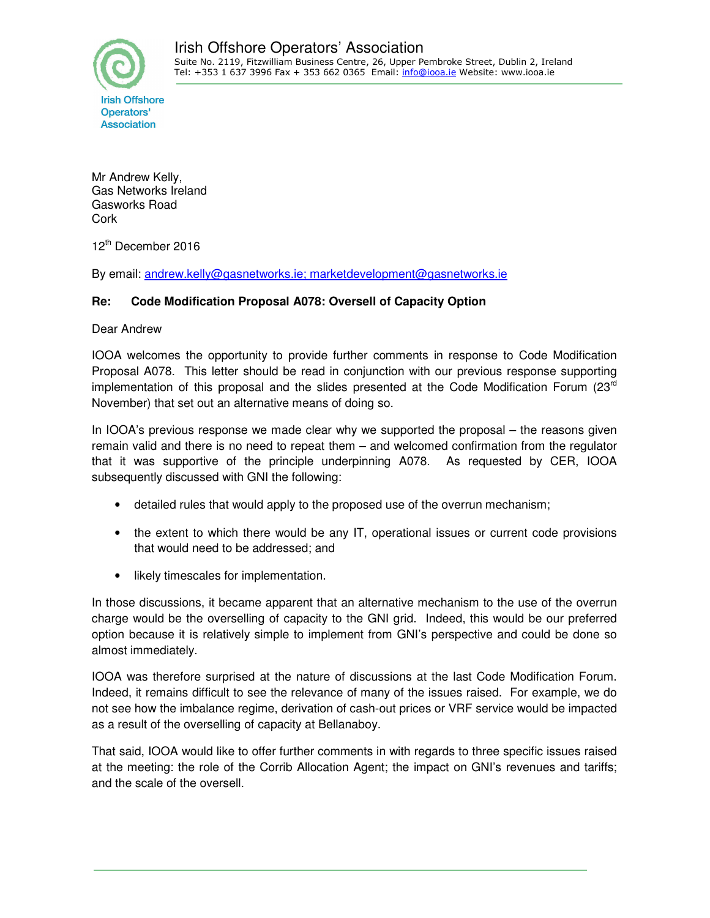Irish Offshore Operators' Association
Suite No. 2119, Fitzwilliam Business Centre, 26, Upper Pembroke Street, Dublin 2, Ireland
Tel: +353 1 637 3996 Fax + 353 662 0365 Email: info@iooa.ie Website: www.iooa.ie

Irish Offshore Operators' Association

Mr Andrew Kelly,
Gas Networks Ireland
Gasworks Road
Cork

12th December 2016

By email: andrew.kelly@gasnetworks.ie; marketdevelopment@gasnetworks.ie

**Re: Code Modification Proposal A078: Oversell of Capacity Option**

Dear Andrew

IOOA welcomes the opportunity to provide further comments in response to Code Modification Proposal A078. This letter should be read in conjunction with our previous response supporting implementation of this proposal and the slides presented at the Code Modification Forum (23rd November) that set out an alternative means of doing so.

In IOOA's previous response we made clear why we supported the proposal – the reasons given remain valid and there is no need to repeat them – and welcomed confirmation from the regulator that it was supportive of the principle underpinning A078. As requested by CER, IOOA subsequently discussed with GNI the following:

- detailed rules that would apply to the proposed use of the overrun mechanism;
- the extent to which there would be any IT, operational issues or current code provisions that would need to be addressed; and
- likely timescales for implementation.

In those discussions, it became apparent that an alternative mechanism to the use of the overrun charge would be the overselling of capacity to the GNI grid. Indeed, this would be our preferred option because it is relatively simple to implement from GNI's perspective and could be done so almost immediately.

IOOA was therefore surprised at the nature of discussions at the last Code Modification Forum. Indeed, it remains difficult to see the relevance of many of the issues raised. For example, we do not see how the imbalance regime, derivation of cash-out prices or VRF service would be impacted as a result of the overselling of capacity at Bellanaboy.

That said, IOOA would like to offer further comments in with regards to three specific issues raised at the meeting: the role of the Corrib Allocation Agent; the impact on GNI's revenues and tariffs; and the scale of the oversell.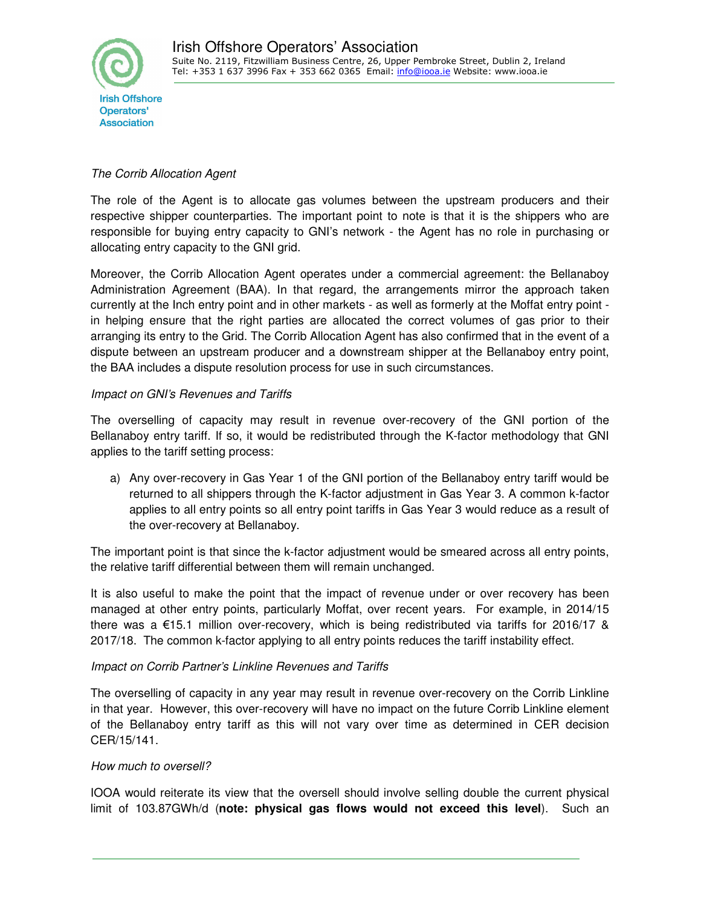*The Corrib Allocation Agent*

The role of the Agent is to allocate gas volumes between the upstream producers and their respective shipper counterparties. The important point to note is that it is the shippers who are responsible for buying entry capacity to GNI's network - the Agent has no role in purchasing or allocating entry capacity to the GNI grid.

Moreover, the Corrib Allocation Agent operates under a commercial agreement: the Bellanaboy Administration Agreement (BAA). In that regard, the arrangements mirror the approach taken currently at the Inch entry point and in other markets - as well as formerly at the Moffat entry point - in helping ensure that the right parties are allocated the correct volumes of gas prior to their arranging its entry to the Grid. The Corrib Allocation Agent has also confirmed that in the event of a dispute between an upstream producer and a downstream shipper at the Bellanaboy entry point, the BAA includes a dispute resolution process for use in such circumstances.

*Impact on GNI's Revenues and Tariffs*

The overselling of capacity may result in revenue over-recovery of the GNI portion of the Bellanaboy entry tariff. If so, it would be redistributed through the K-factor methodology that GNI applies to the tariff setting process:

a) Any over-recovery in Gas Year 1 of the GNI portion of the Bellanaboy entry tariff would be returned to all shippers through the K-factor adjustment in Gas Year 3. A common k-factor applies to all entry points so all entry point tariffs in Gas Year 3 would reduce as a result of the over-recovery at Bellanaboy.

The important point is that since the k-factor adjustment would be smeared across all entry points, the relative tariff differential between them will remain unchanged.

It is also useful to make the point that the impact of revenue under or over recovery has been managed at other entry points, particularly Moffat, over recent years. For example, in 2014/15 there was a €15.1 million over-recovery, which is being redistributed via tariffs for 2016/17 & 2017/18. The common k-factor applying to all entry points reduces the tariff instability effect.

*Impact on Corrib Partner's Linkline Revenues and Tariffs*

The overselling of capacity in any year may result in revenue over-recovery on the Corrib Linkline in that year. However, this over-recovery will have no impact on the future Corrib Linkline element of the Bellanaboy entry tariff as this will not vary over time as determined in CER decision CER/15/141.

*How much to oversell?*

IOOA would reiterate its view that the oversell should involve selling double the current physical limit of 103.87GWh/d (**note: physical gas flows would not exceed this level**). Such an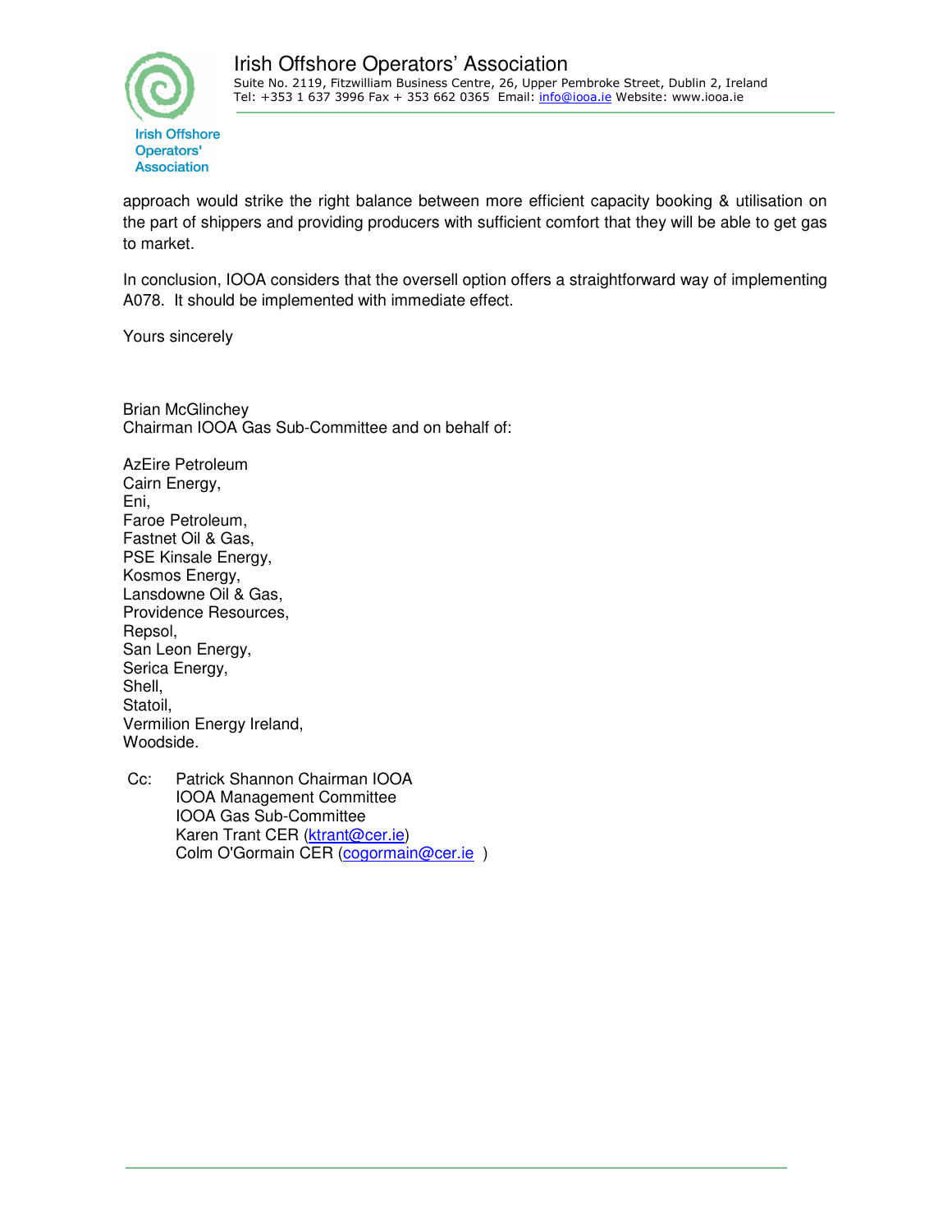approach would strike the right balance between more efficient capacity booking & utilisation on the part of shippers and providing producers with sufficient comfort that they will be able to get gas to market.

In conclusion, IOOA considers that the oversell option offers a straightforward way of implementing A078. It should be implemented with immediate effect.

Yours sincerely

Brian McGlinchey
Chairman IOOA Gas Sub-Committee and on behalf of:

AzEire Petroleum
Cairn Energy,
Eni,
Faroe Petroleum,
Fastnet Oil & Gas,
PSE Kinsale Energy,
Kosmos Energy,
Lansdowne Oil & Gas,
Providence Resources,
Repsol,
San Leon Energy,
Serica Energy,
Shell,
Statoil,
Vermilion Energy Ireland,
Woodside.

Cc: Patrick Shannon Chairman IOOA
IOOA Management Committee
IOOA Gas Sub-Committee
Karen Trant CER (ktrant@cer.ie)
Colm O'Gormain CER (cogormain@cer.ie )